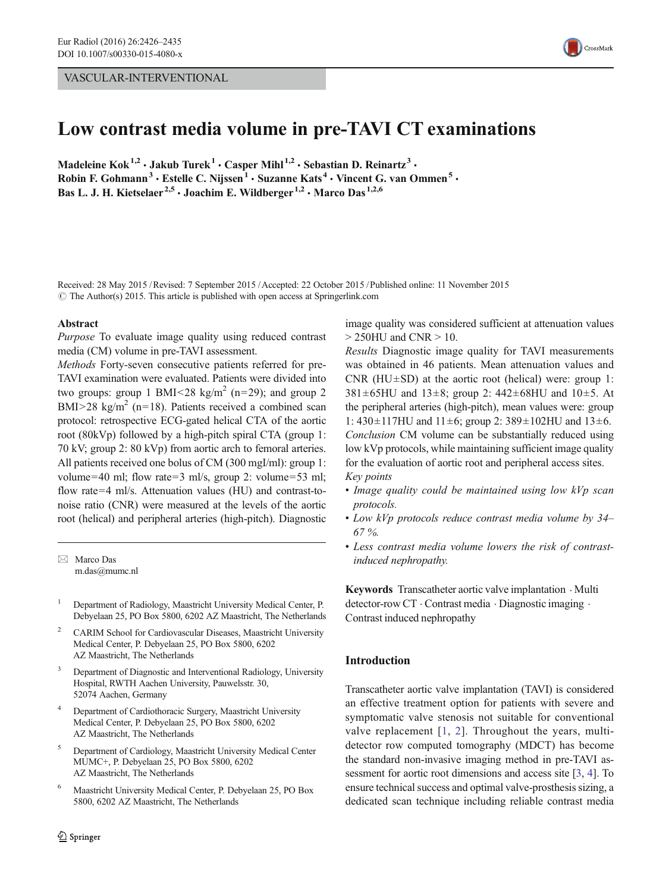VASCULAR-INTERVENTIONAL

# Low contrast media volume in pre-TAVI CT examinations

Madeleine Kok[1,2] · Jakub Turek[1] · Casper Mihl[1,2] · Sebastian D. Reinartz[3] · Robin F. Gohmann[3] · Estelle C. Nijssen[1] · Suzanne Kats[4] · Vincent G. van Ommen[5] · Bas L. J. H. Kietselaer[2,5] · Joachim E. Wildberger[1,2] · Marco Das[1,2,6]

Received: 28 May 2015 / Revised: 7 September 2015 / Accepted: 22 October 2015 / Published online: 11 November 2015
© The Author(s) 2015. This article is published with open access at Springerlink.com

## Abstract

*Purpose* To evaluate image quality using reduced contrast media (CM) volume in pre-TAVI assessment.

*Methods* Forty-seven consecutive patients referred for pre-TAVI examination were evaluated. Patients were divided into two groups: group 1 BMI<28 kg/m$^2$ (n=29); and group 2 BMI>28 kg/m$^2$ (n=18). Patients received a combined scan protocol: retrospective ECG-gated helical CTA of the aortic root (80kVp) followed by a high-pitch spiral CTA (group 1: 70 kV; group 2: 80 kVp) from aortic arch to femoral arteries. All patients received one bolus of CM (300 mgI/ml): group 1: volume=40 ml; flow rate=3 ml/s, group 2: volume=53 ml; flow rate=4 ml/s. Attenuation values (HU) and contrast-to-noise ratio (CNR) were measured at the levels of the aortic root (helical) and peripheral arteries (high-pitch). Diagnostic image quality was considered sufficient at attenuation values > 250HU and CNR > 10.

*Results* Diagnostic image quality for TAVI measurements was obtained in 46 patients. Mean attenuation values and CNR (HU±SD) at the aortic root (helical) were: group 1: 381±65HU and 13±8; group 2: 442±68HU and 10±5. At the peripheral arteries (high-pitch), mean values were: group 1: 430±117HU and 11±6; group 2: 389±102HU and 13±6.

*Conclusion* CM volume can be substantially reduced using low kVp protocols, while maintaining sufficient image quality for the evaluation of aortic root and peripheral access sites.

*Key points*

- *Image quality could be maintained using low kVp scan protocols.*
- *Low kVp protocols reduce contrast media volume by 34–67 %.*
- *Less contrast media volume lowers the risk of contrast-induced nephropathy.*

**Keywords** Transcatheter aortic valve implantation · Multi detector-row CT · Contrast media · Diagnostic imaging · Contrast induced nephropathy

✉ Marco Das
m.das@mumc.nl

[1] Department of Radiology, Maastricht University Medical Center, P. Debyelaan 25, PO Box 5800, 6202 AZ Maastricht, The Netherlands

[2] CARIM School for Cardiovascular Diseases, Maastricht University Medical Center, P. Debyelaan 25, PO Box 5800, 6202 AZ Maastricht, The Netherlands

[3] Department of Diagnostic and Interventional Radiology, University Hospital, RWTH Aachen University, Pauwelsstr. 30, 52074 Aachen, Germany

[4] Department of Cardiothoracic Surgery, Maastricht University Medical Center, P. Debyelaan 25, PO Box 5800, 6202 AZ Maastricht, The Netherlands

[5] Department of Cardiology, Maastricht University Medical Center MUMC+, P. Debyelaan 25, PO Box 5800, 6202 AZ Maastricht, The Netherlands

[6] Maastricht University Medical Center, P. Debyelaan 25, PO Box 5800, 6202 AZ Maastricht, The Netherlands

## Introduction

Transcatheter aortic valve implantation (TAVI) is considered an effective treatment option for patients with severe and symptomatic valve stenosis not suitable for conventional valve replacement [1, 2]. Throughout the years, multi-detector row computed tomography (MDCT) has become the standard non-invasive imaging method in pre-TAVI assessment for aortic root dimensions and access site [3, 4]. To ensure technical success and optimal valve-prosthesis sizing, a dedicated scan technique including reliable contrast media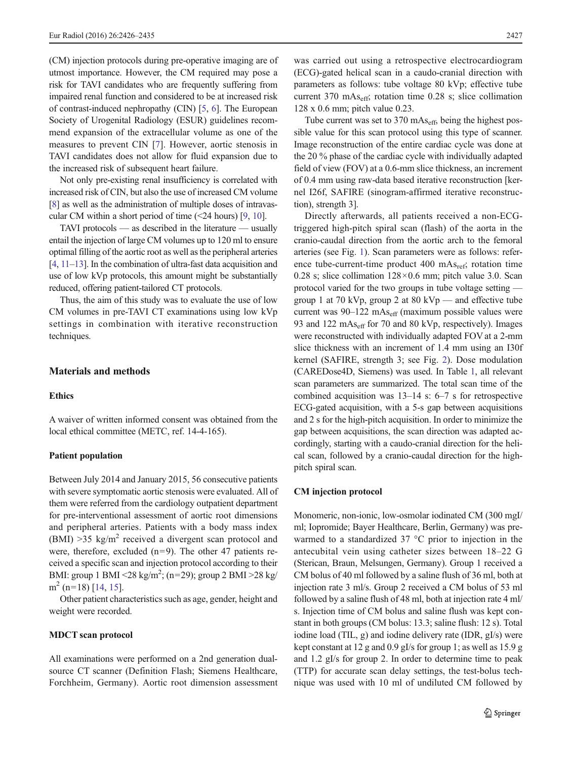(CM) injection protocols during pre-operative imaging are of utmost importance. However, the CM required may pose a risk for TAVI candidates who are frequently suffering from impaired renal function and considered to be at increased risk of contrast-induced nephropathy (CIN) [5, 6]. The European Society of Urogenital Radiology (ESUR) guidelines recommend expansion of the extracellular volume as one of the measures to prevent CIN [7]. However, aortic stenosis in TAVI candidates does not allow for fluid expansion due to the increased risk of subsequent heart failure.

Not only pre-existing renal insufficiency is correlated with increased risk of CIN, but also the use of increased CM volume [8] as well as the administration of multiple doses of intravascular CM within a short period of time (<24 hours) [9, 10].

TAVI protocols — as described in the literature — usually entail the injection of large CM volumes up to 120 ml to ensure optimal filling of the aortic root as well as the peripheral arteries [4, 11–13]. In the combination of ultra-fast data acquisition and use of low kVp protocols, this amount might be substantially reduced, offering patient-tailored CT protocols.

Thus, the aim of this study was to evaluate the use of low CM volumes in pre-TAVI CT examinations using low kVp settings in combination with iterative reconstruction techniques.

## Materials and methods

### Ethics

A waiver of written informed consent was obtained from the local ethical committee (METC, ref. 14-4-165).

### Patient population

Between July 2014 and January 2015, 56 consecutive patients with severe symptomatic aortic stenosis were evaluated. All of them were referred from the cardiology outpatient department for pre-interventional assessment of aortic root dimensions and peripheral arteries. Patients with a body mass index (BMI) >35 kg/m$^2$ received a divergent scan protocol and were, therefore, excluded (n=9). The other 47 patients received a specific scan and injection protocol according to their BMI: group 1 BMI <28 kg/m$^2$; (n=29); group 2 BMI >28 kg/m$^2$ (n=18) [14, 15].

Other patient characteristics such as age, gender, height and weight were recorded.

### MDCT scan protocol

All examinations were performed on a 2nd generation dual-source CT scanner (Definition Flash; Siemens Healthcare, Forchheim, Germany). Aortic root dimension assessment was carried out using a retrospective electrocardiogram (ECG)-gated helical scan in a caudo-cranial direction with parameters as follows: tube voltage 80 kVp; effective tube current 370 $mAs_{eff}$; rotation time 0.28 s; slice collimation 128 x 0.6 mm; pitch value 0.23.

Tube current was set to 370 $mAs_{eff}$, being the highest possible value for this scan protocol using this type of scanner. Image reconstruction of the entire cardiac cycle was done at the 20 % phase of the cardiac cycle with individually adapted field of view (FOV) at a 0.6-mm slice thickness, an increment of 0.4 mm using raw-data based iterative reconstruction [kernel I26f, SAFIRE (sinogram-affirmed iterative reconstruction), strength 3].

Directly afterwards, all patients received a non-ECG-triggered high-pitch spiral scan (flash) of the aorta in the cranio-caudal direction from the aortic arch to the femoral arteries (see Fig. 1). Scan parameters were as follows: reference tube-current-time product 400 $mAs_{ref}$; rotation time 0.28 s; slice collimation 128×0.6 mm; pitch value 3.0. Scan protocol varied for the two groups in tube voltage setting — group 1 at 70 kVp, group 2 at 80 kVp — and effective tube current was 90–122 $mAs_{eff}$ (maximum possible values were 93 and 122 $mAs_{eff}$ for 70 and 80 kVp, respectively). Images were reconstructed with individually adapted FOV at a 2-mm slice thickness with an increment of 1.4 mm using an I30f kernel (SAFIRE, strength 3; see Fig. 2). Dose modulation (CAREDose4D, Siemens) was used. In Table 1, all relevant scan parameters are summarized. The total scan time of the combined acquisition was 13–14 s: 6–7 s for retrospective ECG-gated acquisition, with a 5-s gap between acquisitions and 2 s for the high-pitch acquisition. In order to minimize the gap between acquisitions, the scan direction was adapted accordingly, starting with a caudo-cranial direction for the helical scan, followed by a cranio-caudal direction for the high-pitch spiral scan.

### CM injection protocol

Monomeric, non-ionic, low-osmolar iodinated CM (300 mgI/ml; Iopromide; Bayer Healthcare, Berlin, Germany) was pre-warmed to a standardized 37 °C prior to injection in the antecubital vein using catheter sizes between 18–22 G (Sterican, Braun, Melsungen, Germany). Group 1 received a CM bolus of 40 ml followed by a saline flush of 36 ml, both at injection rate 3 ml/s. Group 2 received a CM bolus of 53 ml followed by a saline flush of 48 ml, both at injection rate 4 ml/s. Injection time of CM bolus and saline flush was kept constant in both groups (CM bolus: 13.3; saline flush: 12 s). Total iodine load (TIL, g) and iodine delivery rate (IDR, gI/s) were kept constant at 12 g and 0.9 gI/s for group 1; as well as 15.9 g and 1.2 gI/s for group 2. In order to determine time to peak (TTP) for accurate scan delay settings, the test-bolus technique was used with 10 ml of undiluted CM followed by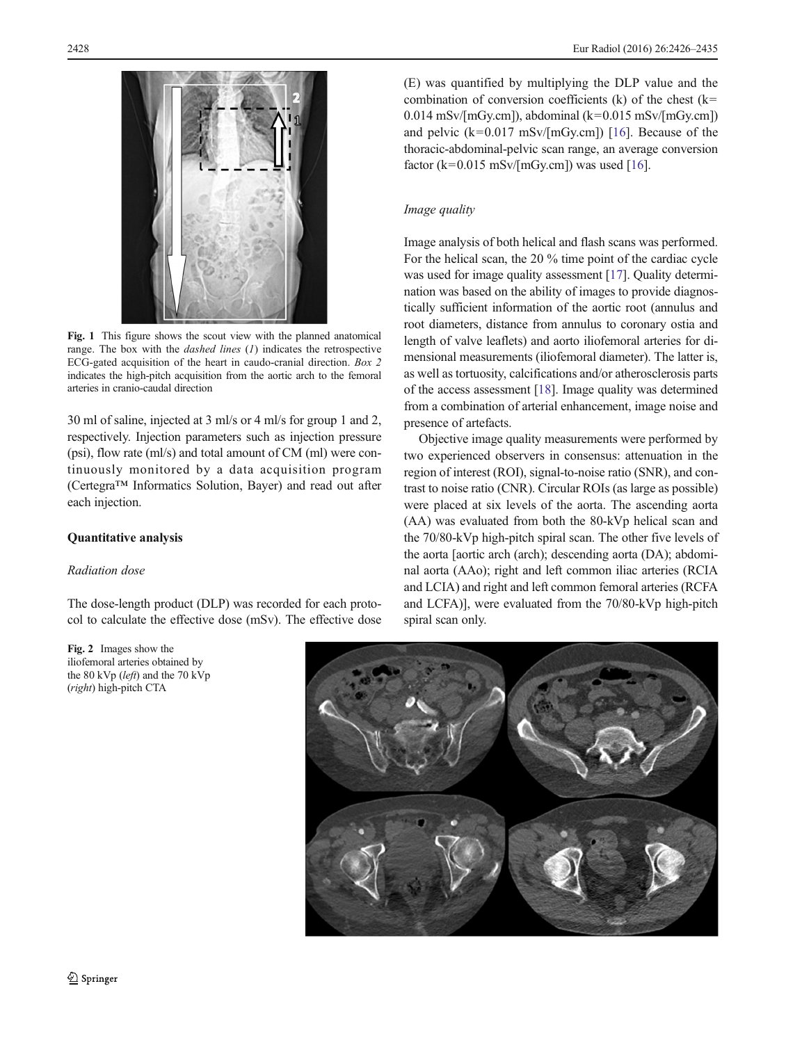Fig. 1 This figure shows the scout view with the planned anatomical range. The box with the *dashed lines* (*1*) indicates the retrospective ECG-gated acquisition of the heart in caudo-cranial direction. *Box 2* indicates the high-pitch acquisition from the aortic arch to the femoral arteries in cranio-caudal direction

30 ml of saline, injected at 3 ml/s or 4 ml/s for group 1 and 2, respectively. Injection parameters such as injection pressure (psi), flow rate (ml/s) and total amount of CM (ml) were continuously monitored by a data acquisition program (Certegra™ Informatics Solution, Bayer) and read out after each injection.

## Quantitative analysis

### *Radiation dose*

The dose-length product (DLP) was recorded for each protocol to calculate the effective dose (mSv). The effective dose (E) was quantified by multiplying the DLP value and the combination of conversion coefficients (k) of the chest (k= 0.014 mSv/[mGy.cm]), abdominal (k=0.015 mSv/[mGy.cm]) and pelvic (k=0.017 mSv/[mGy.cm]) [16]. Because of the thoracic-abdominal-pelvic scan range, an average conversion factor (k=0.015 mSv/[mGy.cm]) was used [16].

### *Image quality*

Image analysis of both helical and flash scans was performed. For the helical scan, the 20 % time point of the cardiac cycle was used for image quality assessment [17]. Quality determination was based on the ability of images to provide diagnostically sufficient information of the aortic root (annulus and root diameters, distance from annulus to coronary ostia and length of valve leaflets) and aorto iliofemoral arteries for dimensional measurements (iliofemoral diameter). The latter is, as well as tortuosity, calcifications and/or atherosclerosis parts of the access assessment [18]. Image quality was determined from a combination of arterial enhancement, image noise and presence of artefacts.

Objective image quality measurements were performed by two experienced observers in consensus: attenuation in the region of interest (ROI), signal-to-noise ratio (SNR), and contrast to noise ratio (CNR). Circular ROIs (as large as possible) were placed at six levels of the aorta. The ascending aorta (AA) was evaluated from both the 80-kVp helical scan and the 70/80-kVp high-pitch spiral scan. The other five levels of the aorta [aortic arch (arch); descending aorta (DA); abdominal aorta (AAo); right and left common iliac arteries (RCIA and LCIA) and right and left common femoral arteries (RCFA and LCFA)], were evaluated from the 70/80-kVp high-pitch spiral scan only.

Fig. 2 Images show the iliofemoral arteries obtained by the 80 kVp (*left*) and the 70 kVp (*right*) high-pitch CTA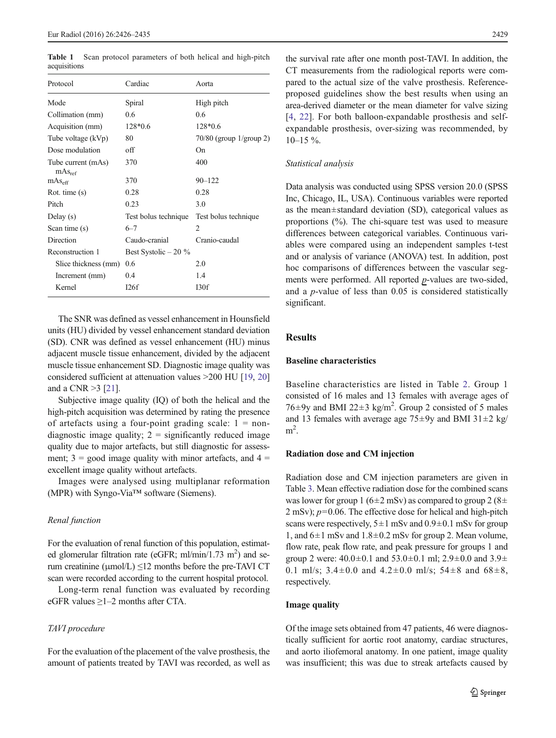**Table 1** Scan protocol parameters of both helical and high-pitch acquisitions

| Protocol | Cardiac | Aorta |
|---|---|---|
| Mode | Spiral | High pitch |
| Collimation (mm) | 0.6 | 0.6 |
| Acquisition (mm) | 128*0.6 | 128*0.6 |
| Tube voltage (kVp) | 80 | 70/80 (group 1/group 2) |
| Dose modulation | off | On |
| Tube current (mAs) $mAs_{ref}$ | 370 | 400 |
| $mAs_{eff}$ | 370 | 90–122 |
| Rot. time (s) | 0.28 | 0.28 |
| Pitch | 0.23 | 3.0 |
| Delay (s) | Test bolus technique | Test bolus technique |
| Scan time (s) | 6–7 | 2 |
| Direction | Caudo-cranial | Cranio-caudal |
| Reconstruction 1 | Best Systolic – 20 % | |
| Slice thickness (mm) | 0.6 | 2.0 |
| Increment (mm) | 0.4 | 1.4 |
| Kernel | I26f | I30f |

The SNR was defined as vessel enhancement in Hounsfield units (HU) divided by vessel enhancement standard deviation (SD). CNR was defined as vessel enhancement (HU) minus adjacent muscle tissue enhancement, divided by the adjacent muscle tissue enhancement SD. Diagnostic image quality was considered sufficient at attenuation values >200 HU [19, 20] and a CNR >3 [21].

Subjective image quality (IQ) of both the helical and the high-pitch acquisition was determined by rating the presence of artefacts using a four-point grading scale: 1 = non-diagnostic image quality; 2 = significantly reduced image quality due to major artefacts, but still diagnostic for assessment; 3 = good image quality with minor artefacts, and 4 = excellent image quality without artefacts.

Images were analysed using multiplanar reformation (MPR) with Syngo-Via™ software (Siemens).

### *Renal function*

For the evaluation of renal function of this population, estimated glomerular filtration rate (eGFR; ml/min/1.73 m$^2$) and serum creatinine (μmol/L) ≤12 months before the pre-TAVI CT scan were recorded according to the current hospital protocol.

Long-term renal function was evaluated by recording eGFR values ≥1–2 months after CTA.

### *TAVI procedure*

For the evaluation of the placement of the valve prosthesis, the amount of patients treated by TAVI was recorded, as well as the survival rate after one month post-TAVI. In addition, the CT measurements from the radiological reports were compared to the actual size of the valve prosthesis. Reference-proposed guidelines show the best results when using an area-derived diameter or the mean diameter for valve sizing [4, 22]. For both balloon-expandable prosthesis and self-expandable prosthesis, over-sizing was recommended, by 10–15 %.

### *Statistical analysis*

Data analysis was conducted using SPSS version 20.0 (SPSS Inc, Chicago, IL, USA). Continuous variables were reported as the mean±standard deviation (SD), categorical values as proportions (%). The chi-square test was used to measure differences between categorical variables. Continuous variables were compared using an independent samples t-test and or analysis of variance (ANOVA) test. In addition, post hoc comparisons of differences between the vascular segments were performed. All reported $p$-values are two-sided, and a $p$-value of less than 0.05 is considered statistically significant.

## Results

### Baseline characteristics

Baseline characteristics are listed in Table 2. Group 1 consisted of 16 males and 13 females with average ages of 76±9y and BMI 22±3 kg/m$^2$. Group 2 consisted of 5 males and 13 females with average age 75±9y and BMI 31±2 kg/m$^2$.

### Radiation dose and CM injection

Radiation dose and CM injection parameters are given in Table 3. Mean effective radiation dose for the combined scans was lower for group 1 (6±2 mSv) as compared to group 2 (8±2 mSv); $p$=0.06. The effective dose for helical and high-pitch scans were respectively, 5±1 mSv and 0.9±0.1 mSv for group 1, and 6±1 mSv and 1.8±0.2 mSv for group 2. Mean volume, flow rate, peak flow rate, and peak pressure for groups 1 and group 2 were: 40.0±0.1 and 53.0±0.1 ml; 2.9±0.0 and 3.9±0.1 ml/s; 3.4±0.0 and 4.2±0.0 ml/s; 54±8 and 68±8, respectively.

### Image quality

Of the image sets obtained from 47 patients, 46 were diagnostically sufficient for aortic root anatomy, cardiac structures, and aorto iliofemoral anatomy. In one patient, image quality was insufficient; this was due to streak artefacts caused by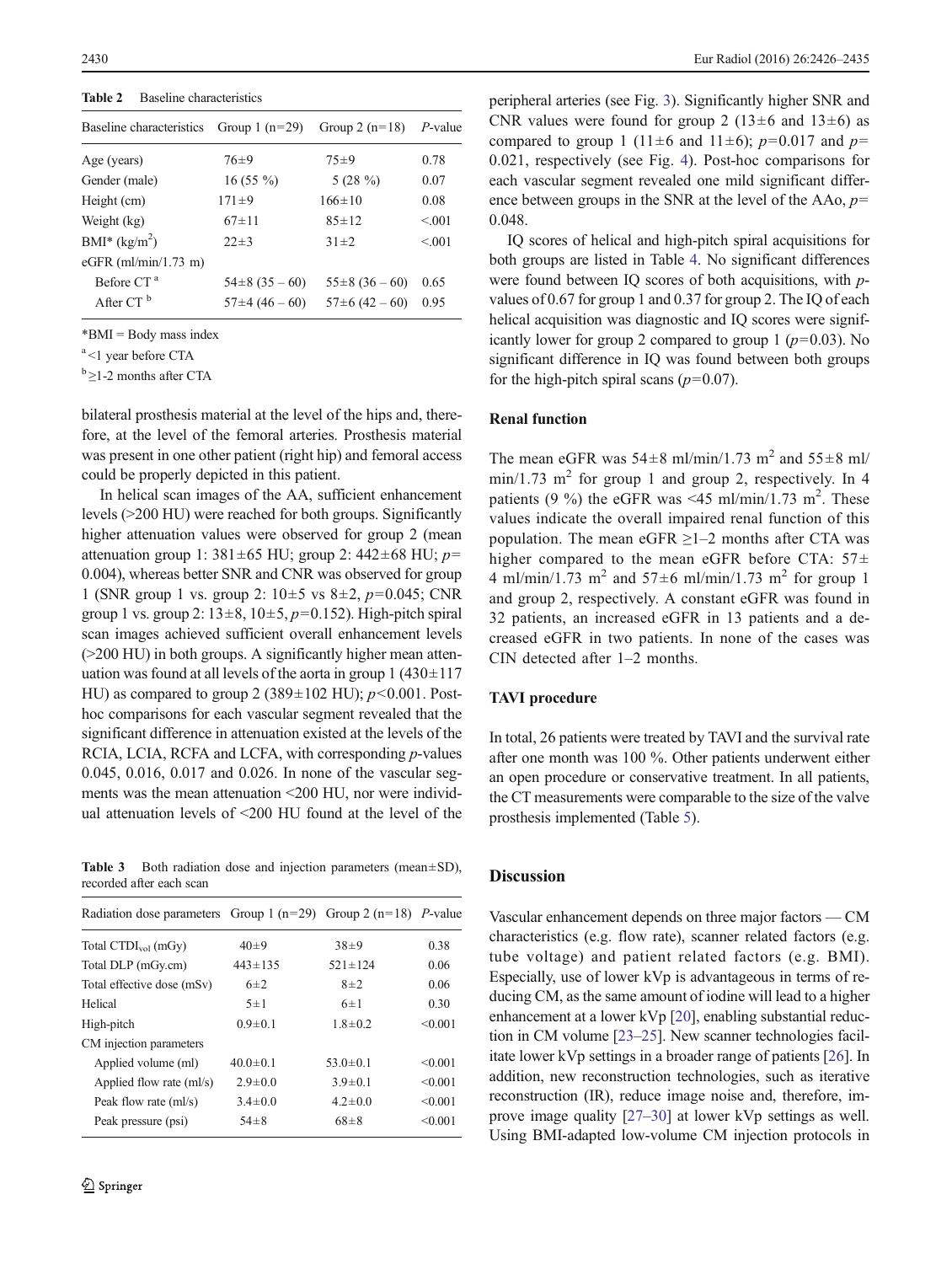**Table 2** Baseline characteristics

| Baseline characteristics | Group 1 (n=29) | Group 2 (n=18) | *P*-value |
|---|---|---|---|
| Age (years) | 76±9 | 75±9 | 0.78 |
| Gender (male) | 16 (55 %) | 5 (28 %) | 0.07 |
| Height (cm) | 171±9 | 166±10 | 0.08 |
| Weight (kg) | 67±11 | 85±12 | <.001 |
| BMI* (kg/m$^2$) | 22±3 | 31±2 | <.001 |
| eGFR (ml/min/1.73 m) | | | |
| Before CT [a] | 54±8 (35 – 60) | 55±8 (36 – 60) | 0.65 |
| After CT [b] | 57±4 (46 – 60) | 57±6 (42 – 60) | 0.95 |

*BMI = Body mass index

[a] <1 year before CTA

[b] ≥1-2 months after CTA

bilateral prosthesis material at the level of the hips and, therefore, at the level of the femoral arteries. Prosthesis material was present in one other patient (right hip) and femoral access could be properly depicted in this patient.

In helical scan images of the AA, sufficient enhancement levels (>200 HU) were reached for both groups. Significantly higher attenuation values were observed for group 2 (mean attenuation group 1: 381±65 HU; group 2: 442±68 HU; $p=0.004$), whereas better SNR and CNR was observed for group 1 (SNR group 1 vs. group 2: 10±5 vs 8±2, $p=0.045$; CNR group 1 vs. group 2: 13±8, 10±5, $p=0.152$). High-pitch spiral scan images achieved sufficient overall enhancement levels (>200 HU) in both groups. A significantly higher mean attenuation was found at all levels of the aorta in group 1 (430±117 HU) as compared to group 2 (389±102 HU); $p<0.001$. Post-hoc comparisons for each vascular segment revealed that the significant difference in attenuation existed at the levels of the RCIA, LCIA, RCFA and LCFA, with corresponding *p*-values 0.045, 0.016, 0.017 and 0.026. In none of the vascular segments was the mean attenuation <200 HU, nor were individual attenuation levels of <200 HU found at the level of the peripheral arteries (see Fig. 3). Significantly higher SNR and CNR values were found for group 2 (13±6 and 13±6) as compared to group 1 (11±6 and 11±6); $p=0.017$ and $p=0.021$, respectively (see Fig. 4). Post-hoc comparisons for each vascular segment revealed one mild significant difference between groups in the SNR at the level of the AAo, $p=0.048$.

IQ scores of helical and high-pitch spiral acquisitions for both groups are listed in Table 4. No significant differences were found between IQ scores of both acquisitions, with *p*-values of 0.67 for group 1 and 0.37 for group 2. The IQ of each helical acquisition was diagnostic and IQ scores were significantly lower for group 2 compared to group 1 ($p=0.03$). No significant difference in IQ was found between both groups for the high-pitch spiral scans ($p=0.07$).

**Table 3** Both radiation dose and injection parameters (mean±SD), recorded after each scan

| Radiation dose parameters | Group 1 (n=29) | Group 2 (n=18) | *P*-value |
|---|---|---|---|
| Total CTDI$_{vol}$ (mGy) | 40±9 | 38±9 | 0.38 |
| Total DLP (mGy.cm) | 443±135 | 521±124 | 0.06 |
| Total effective dose (mSv) | 6±2 | 8±2 | 0.06 |
| Helical | 5±1 | 6±1 | 0.30 |
| High-pitch | 0.9±0.1 | 1.8±0.2 | <0.001 |
| CM injection parameters | | | |
| Applied volume (ml) | 40.0±0.1 | 53.0±0.1 | <0.001 |
| Applied flow rate (ml/s) | 2.9±0.0 | 3.9±0.1 | <0.001 |
| Peak flow rate (ml/s) | 3.4±0.0 | 4.2±0.0 | <0.001 |
| Peak pressure (psi) | 54±8 | 68±8 | <0.001 |

### Renal function

The mean eGFR was 54±8 ml/min/1.73 m$^2$ and 55±8 ml/min/1.73 m$^2$ for group 1 and group 2, respectively. In 4 patients (9 %) the eGFR was <45 ml/min/1.73 m$^2$. These values indicate the overall impaired renal function of this population. The mean eGFR ≥1–2 months after CTA was higher compared to the mean eGFR before CTA: 57±4 ml/min/1.73 m$^2$ and 57±6 ml/min/1.73 m$^2$ for group 1 and group 2, respectively. A constant eGFR was found in 32 patients, an increased eGFR in 13 patients and a decreased eGFR in two patients. In none of the cases was CIN detected after 1–2 months.

### TAVI procedure

In total, 26 patients were treated by TAVI and the survival rate after one month was 100 %. Other patients underwent either an open procedure or conservative treatment. In all patients, the CT measurements were comparable to the size of the valve prosthesis implemented (Table 5).

## Discussion

Vascular enhancement depends on three major factors — CM characteristics (e.g. flow rate), scanner related factors (e.g. tube voltage) and patient related factors (e.g. BMI). Especially, use of lower kVp is advantageous in terms of reducing CM, as the same amount of iodine will lead to a higher enhancement at a lower kVp [20], enabling substantial reduction in CM volume [23–25]. New scanner technologies facilitate lower kVp settings in a broader range of patients [26]. In addition, new reconstruction technologies, such as iterative reconstruction (IR), reduce image noise and, therefore, improve image quality [27–30] at lower kVp settings as well. Using BMI-adapted low-volume CM injection protocols in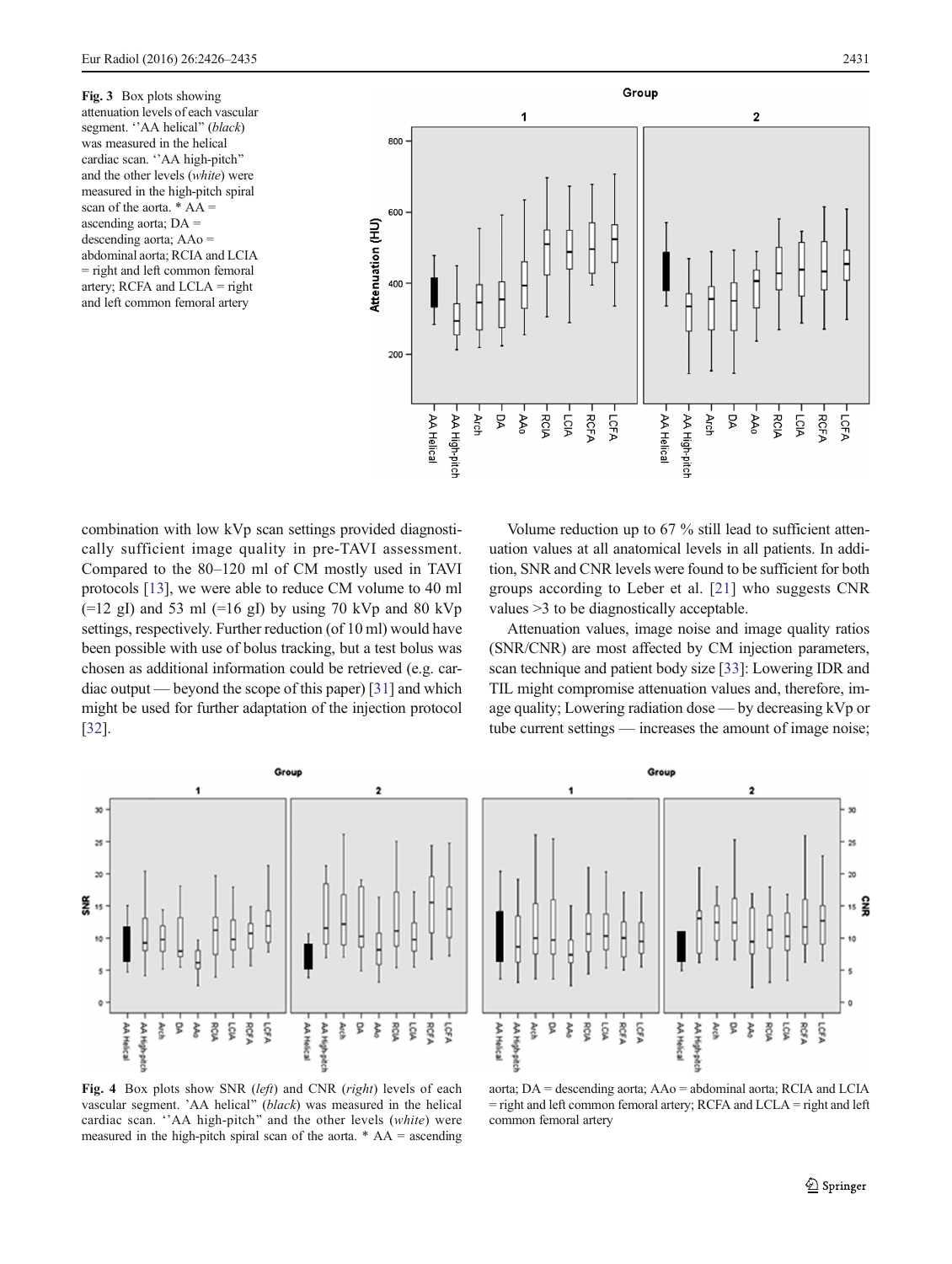**Fig. 3** Box plots showing attenuation levels of each vascular segment. ''AA helical" (*black*) was measured in the helical cardiac scan. ''AA high-pitch" and the other levels (*white*) were measured in the high-pitch spiral scan of the aorta. * AA = ascending aorta; DA = descending aorta; AAo = abdominal aorta; RCIA and LCIA = right and left common femoral artery; RCFA and LCLA = right and left common femoral artery

combination with low kVp scan settings provided diagnostically sufficient image quality in pre-TAVI assessment. Compared to the 80–120 ml of CM mostly used in TAVI protocols [13], we were able to reduce CM volume to 40 ml (=12 gI) and 53 ml (=16 gI) by using 70 kVp and 80 kVp settings, respectively. Further reduction (of 10 ml) would have been possible with use of bolus tracking, but a test bolus was chosen as additional information could be retrieved (e.g. cardiac output — beyond the scope of this paper) [31] and which might be used for further adaptation of the injection protocol [32].

Volume reduction up to 67 % still lead to sufficient attenuation values at all anatomical levels in all patients. In addition, SNR and CNR levels were found to be sufficient for both groups according to Leber et al. [21] who suggests CNR values >3 to be diagnostically acceptable.

Attenuation values, image noise and image quality ratios (SNR/CNR) are most affected by CM injection parameters, scan technique and patient body size [33]: Lowering IDR and TIL might compromise attenuation values and, therefore, image quality; Lowering radiation dose — by decreasing kVp or tube current settings — increases the amount of image noise;

**Fig. 4** Box plots show SNR (*left*) and CNR (*right*) levels of each vascular segment. 'AA helical" (*black*) was measured in the helical cardiac scan. ''AA high-pitch" and the other levels (*white*) were measured in the high-pitch spiral scan of the aorta. * AA = ascending aorta; DA = descending aorta; AAo = abdominal aorta; RCIA and LCIA = right and left common femoral artery; RCFA and LCLA = right and left common femoral artery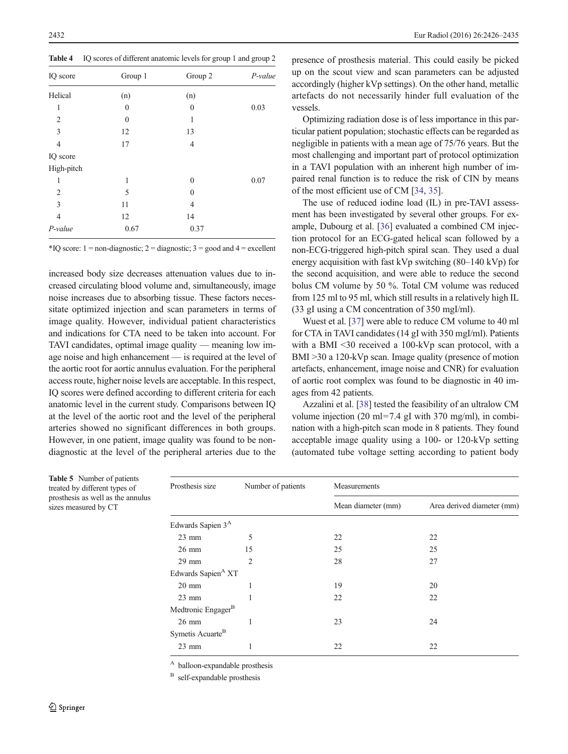**Table 4** IQ scores of different anatomic levels for group 1 and group 2

| IQ score | Group 1 | Group 2 | *P-value* |
|---|---|---|---|
| Helical | (n) | (n) | |
| 1 | 0 | 0 | 0.03 |
| 2 | 0 | 1 | |
| 3 | 12 | 13 | |
| 4 | 17 | 4 | |
| IQ score | | | |
| High-pitch | | | |
| 1 | 1 | 0 | 0.07 |
| 2 | 5 | 0 | |
| 3 | 11 | 4 | |
| 4 | 12 | 14 | |
| *P-value* | 0.67 | 0.37 | |

*IQ score: 1 = non-diagnostic; 2 = diagnostic; 3 = good and 4 = excellent

increased body size decreases attenuation values due to increased circulating blood volume and, simultaneously, image noise increases due to absorbing tissue. These factors necessitate optimized injection and scan parameters in terms of image quality. However, individual patient characteristics and indications for CTA need to be taken into account. For TAVI candidates, optimal image quality — meaning low image noise and high enhancement — is required at the level of the aortic root for aortic annulus evaluation. For the peripheral access route, higher noise levels are acceptable. In this respect, IQ scores were defined according to different criteria for each anatomic level in the current study. Comparisons between IQ at the level of the aortic root and the level of the peripheral arteries showed no significant differences in both groups. However, in one patient, image quality was found to be non-diagnostic at the level of the peripheral arteries due to the presence of prosthesis material. This could easily be picked up on the scout view and scan parameters can be adjusted accordingly (higher kVp settings). On the other hand, metallic artefacts do not necessarily hinder full evaluation of the vessels.

Optimizing radiation dose is of less importance in this particular patient population; stochastic effects can be regarded as negligible in patients with a mean age of 75/76 years. But the most challenging and important part of protocol optimization in a TAVI population with an inherent high number of impaired renal function is to reduce the risk of CIN by means of the most efficient use of CM [34, 35].

The use of reduced iodine load (IL) in pre-TAVI assessment has been investigated by several other groups. For example, Dubourg et al. [36] evaluated a combined CM injection protocol for an ECG-gated helical scan followed by a non-ECG-triggered high-pitch spiral scan. They used a dual energy acquisition with fast kVp switching (80–140 kVp) for the second acquisition, and were able to reduce the second bolus CM volume by 50 %. Total CM volume was reduced from 125 ml to 95 ml, which still results in a relatively high IL (33 gI using a CM concentration of 350 mgI/ml).

Wuest et al. [37] were able to reduce CM volume to 40 ml for CTA in TAVI candidates (14 gI with 350 mgI/ml). Patients with a BMI <30 received a 100-kVp scan protocol, with a BMI >30 a 120-kVp scan. Image quality (presence of motion artefacts, enhancement, image noise and CNR) for evaluation of aortic root complex was found to be diagnostic in 40 images from 42 patients.

Azzalini et al. [38] tested the feasibility of an ultralow CM volume injection (20 ml=7.4 gI with 370 mg/ml), in combination with a high-pitch scan mode in 8 patients. They found acceptable image quality using a 100- or 120-kVp setting (automated tube voltage setting according to patient body

**Table 5** Number of patients treated by different types of prosthesis as well as the annulus sizes measured by CT

| Prosthesis size | Number of patients | Measurements | |
|---|---|---|---|
| | | Mean diameter (mm) | Area derived diameter (mm) |
| Edwards Sapien 3[A] | | | |
| 23 mm | 5 | 22 | 22 |
| 26 mm | 15 | 25 | 25 |
| 29 mm | 2 | 28 | 27 |
| Edwards Sapien[A] XT | | | |
| 20 mm | 1 | 19 | 20 |
| 23 mm | 1 | 22 | 22 |
| Medtronic Engager[B] | | | |
| 26 mm | 1 | 23 | 24 |
| Symetis Acuarte[B] | | | |
| 23 mm | 1 | 22 | 22 |

[A] balloon-expandable prosthesis

[B] self-expandable prosthesis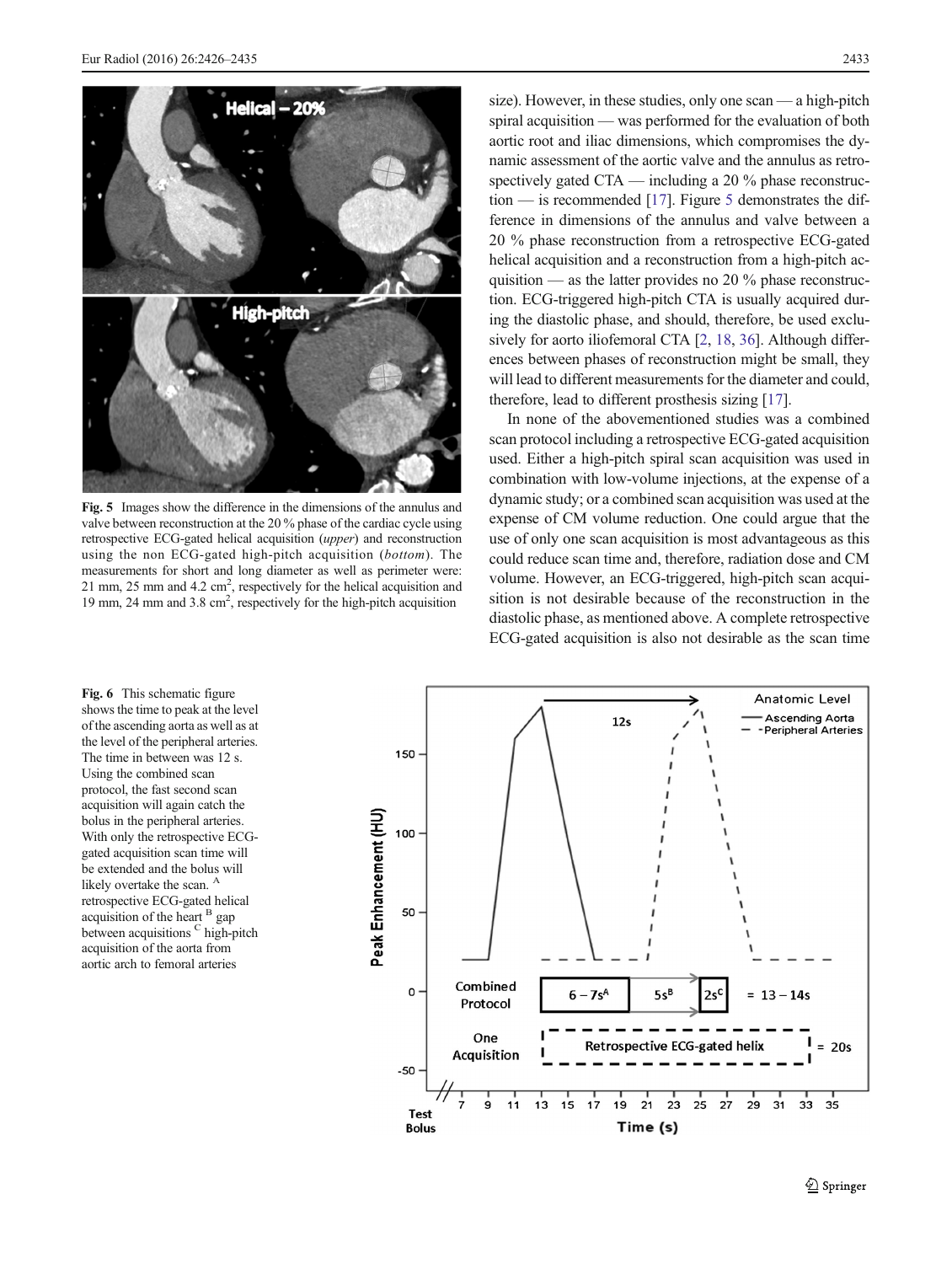size). However, in these studies, only one scan — a high-pitch spiral acquisition — was performed for the evaluation of both aortic root and iliac dimensions, which compromises the dynamic assessment of the aortic valve and the annulus as retrospectively gated CTA — including a 20 % phase reconstruction — is recommended [17]. Figure 5 demonstrates the difference in dimensions of the annulus and valve between a 20 % phase reconstruction from a retrospective ECG-gated helical acquisition and a reconstruction from a high-pitch acquisition — as the latter provides no 20 % phase reconstruction. ECG-triggered high-pitch CTA is usually acquired during the diastolic phase, and should, therefore, be used exclusively for aorto iliofemoral CTA [2, 18, 36]. Although differences between phases of reconstruction might be small, they will lead to different measurements for the diameter and could, therefore, lead to different prosthesis sizing [17].

In none of the abovementioned studies was a combined scan protocol including a retrospective ECG-gated acquisition used. Either a high-pitch spiral scan acquisition was used in combination with low-volume injections, at the expense of a dynamic study; or a combined scan acquisition was used at the expense of CM volume reduction. One could argue that the use of only one scan acquisition is most advantageous as this could reduce scan time and, therefore, radiation dose and CM volume. However, an ECG-triggered, high-pitch scan acquisition is not desirable because of the reconstruction in the diastolic phase, as mentioned above. A complete retrospective ECG-gated acquisition is also not desirable as the scan time

**Fig. 5** Images show the difference in the dimensions of the annulus and valve between reconstruction at the 20 % phase of the cardiac cycle using retrospective ECG-gated helical acquisition (*upper*) and reconstruction using the non ECG-gated high-pitch acquisition (*bottom*). The measurements for short and long diameter as well as perimeter were: 21 mm, 25 mm and 4.2 $cm^2$, respectively for the helical acquisition and 19 mm, 24 mm and 3.8 $cm^2$, respectively for the high-pitch acquisition

**Fig. 6** This schematic figure shows the time to peak at the level of the ascending aorta as well as at the level of the peripheral arteries. The time in between was 12 s. Using the combined scan protocol, the fast second scan acquisition will again catch the bolus in the peripheral arteries. With only the retrospective ECG-gated acquisition scan time will be extended and the bolus will likely overtake the scan. [A] retrospective ECG-gated helical acquisition of the heart [B] gap between acquisitions [C] high-pitch acquisition of the aorta from aortic arch to femoral arteries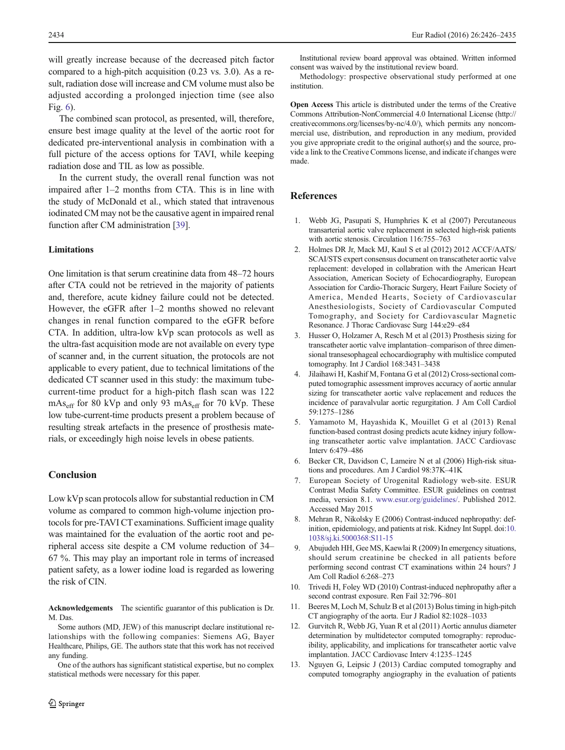will greatly increase because of the decreased pitch factor compared to a high-pitch acquisition (0.23 vs. 3.0). As a result, radiation dose will increase and CM volume must also be adjusted according a prolonged injection time (see also Fig. 6).

The combined scan protocol, as presented, will, therefore, ensure best image quality at the level of the aortic root for dedicated pre-interventional analysis in combination with a full picture of the access options for TAVI, while keeping radiation dose and TIL as low as possible.

In the current study, the overall renal function was not impaired after 1–2 months from CTA. This is in line with the study of McDonald et al., which stated that intravenous iodinated CM may not be the causative agent in impaired renal function after CM administration [39].

### Limitations

One limitation is that serum creatinine data from 48–72 hours after CTA could not be retrieved in the majority of patients and, therefore, acute kidney failure could not be detected. However, the eGFR after 1–2 months showed no relevant changes in renal function compared to the eGFR before CTA. In addition, ultra-low kVp scan protocols as well as the ultra-fast acquisition mode are not available on every type of scanner and, in the current situation, the protocols are not applicable to every patient, due to technical limitations of the dedicated CT scanner used in this study: the maximum tube-current-time product for a high-pitch flash scan was 122 $mAs_{eff}$ for 80 kVp and only 93 $mAs_{eff}$ for 70 kVp. These low tube-current-time products present a problem because of resulting streak artefacts in the presence of prosthesis materials, or exceedingly high noise levels in obese patients.

## Conclusion

Low kVp scan protocols allow for substantial reduction in CM volume as compared to common high-volume injection protocols for pre-TAVI CT examinations. Sufficient image quality was maintained for the evaluation of the aortic root and peripheral access site despite a CM volume reduction of 34–67 %. This may play an important role in terms of increased patient safety, as a lower iodine load is regarded as lowering the risk of CIN.

**Acknowledgements** The scientific guarantor of this publication is Dr. M. Das.

Some authors (MD, JEW) of this manuscript declare institutional relationships with the following companies: Siemens AG, Bayer Healthcare, Philips, GE. The authors state that this work has not received any funding.

One of the authors has significant statistical expertise, but no complex statistical methods were necessary for this paper.

Institutional review board approval was obtained. Written informed consent was waived by the institutional review board.

Methodology: prospective observational study performed at one institution.

**Open Access** This article is distributed under the terms of the Creative Commons Attribution-NonCommercial 4.0 International License (http://creativecommons.org/licenses/by-nc/4.0/), which permits any noncommercial use, distribution, and reproduction in any medium, provided you give appropriate credit to the original author(s) and the source, provide a link to the Creative Commons license, and indicate if changes were made.

## References

1. Webb JG, Pasupati S, Humphries K et al (2007) Percutaneous transarterial aortic valve replacement in selected high-risk patients with aortic stenosis. Circulation 116:755–763
2. Holmes DR Jr, Mack MJ, Kaul S et al (2012) 2012 ACCF/AATS/SCAI/STS expert consensus document on transcatheter aortic valve replacement: developed in collabration with the American Heart Association, American Society of Echocardiography, European Association for Cardio-Thoracic Surgery, Heart Failure Society of America, Mended Hearts, Society of Cardiovascular Anesthesiologists, Society of Cardiovascular Computed Tomography, and Society for Cardiovascular Magnetic Resonance. J Thorac Cardiovasc Surg 144:e29–e84
3. Husser O, Holzamer A, Resch M et al (2013) Prosthesis sizing for transcatheter aortic valve implantation–comparison of three dimensional transesophageal echocardiography with multislice computed tomography. Int J Cardiol 168:3431–3438
4. Jilaihawi H, Kashif M, Fontana G et al (2012) Cross-sectional computed tomographic assessment improves accuracy of aortic annular sizing for transcatheter aortic valve replacement and reduces the incidence of paravalvular aortic regurgitation. J Am Coll Cardiol 59:1275–1286
5. Yamamoto M, Hayashida K, Mouillet G et al (2013) Renal function-based contrast dosing predicts acute kidney injury following transcatheter aortic valve implantation. JACC Cardiovasc Interv 6:479–486
6. Becker CR, Davidson C, Lameire N et al (2006) High-risk situations and procedures. Am J Cardiol 98:37K–41K
7. European Society of Urogenital Radiology web-site. ESUR Contrast Media Safety Committee. ESUR guidelines on contrast media, version 8.1. www.esur.org/guidelines/. Published 2012. Accessed May 2015
8. Mehran R, Nikolsky E (2006) Contrast-induced nephropathy: definition, epidemiology, and patients at risk. Kidney Int Suppl. doi:10.1038/sj.ki.5000368:S11-15
9. Abujudeh HH, Gee MS, Kaewlai R (2009) In emergency situations, should serum creatinine be checked in all patients before performing second contrast CT examinations within 24 hours? J Am Coll Radiol 6:268–273
10. Trivedi H, Foley WD (2010) Contrast-induced nephropathy after a second contrast exposure. Ren Fail 32:796–801
11. Beeres M, Loch M, Schulz B et al (2013) Bolus timing in high-pitch CT angiography of the aorta. Eur J Radiol 82:1028–1033
12. Gurvitch R, Webb JG, Yuan R et al (2011) Aortic annulus diameter determination by multidetector computed tomography: reproducibility, applicability, and implications for transcatheter aortic valve implantation. JACC Cardiovasc Interv 4:1235–1245
13. Nguyen G, Leipsic J (2013) Cardiac computed tomography and computed tomography angiography in the evaluation of patients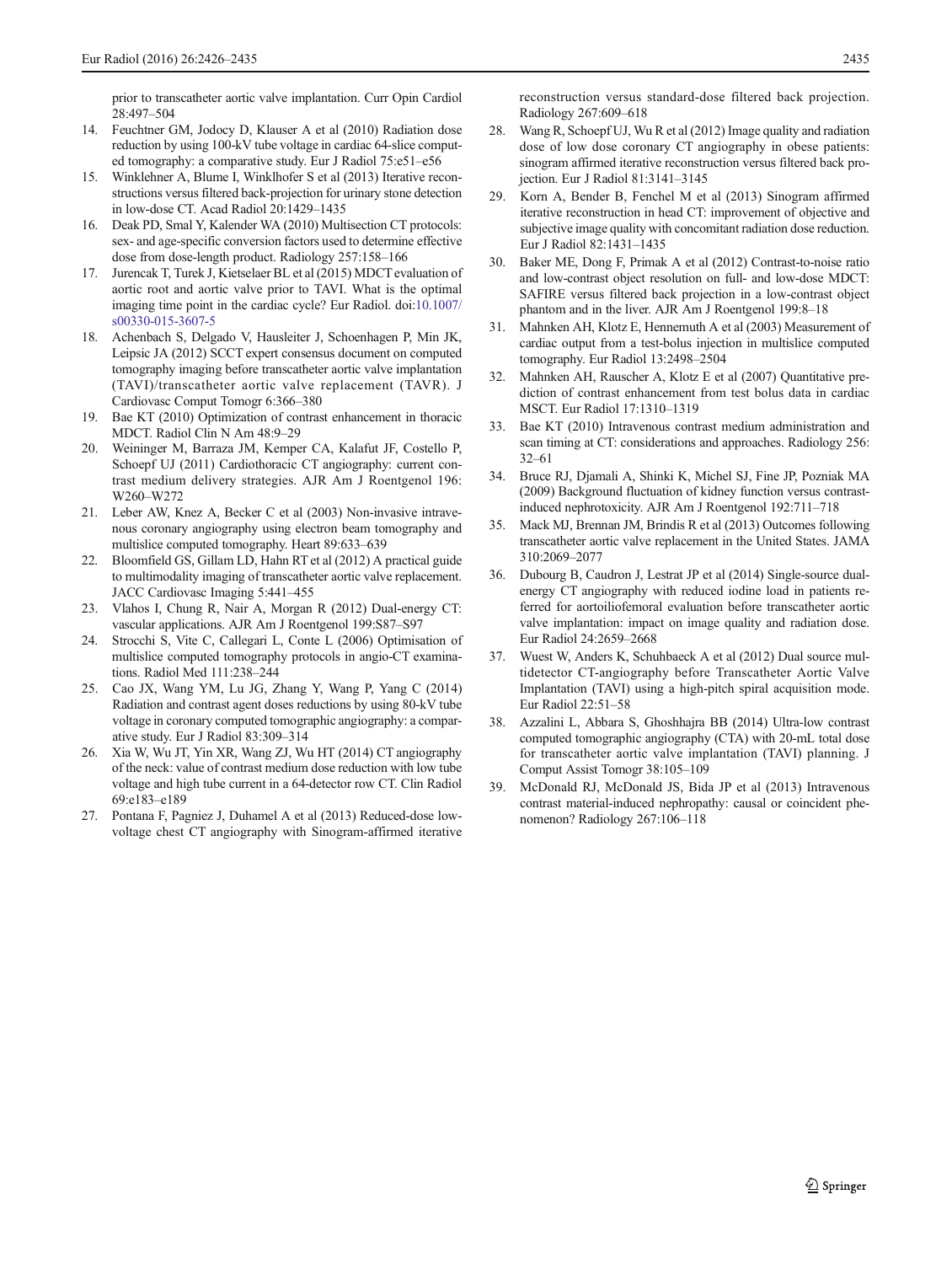prior to transcatheter aortic valve implantation. Curr Opin Cardiol 28:497–504

14. Feuchtner GM, Jodocy D, Klauser A et al (2010) Radiation dose reduction by using 100-kV tube voltage in cardiac 64-slice computed tomography: a comparative study. Eur J Radiol 75:e51–e56
15. Winklehner A, Blume I, Winklhofer S et al (2013) Iterative reconstructions versus filtered back-projection for urinary stone detection in low-dose CT. Acad Radiol 20:1429–1435
16. Deak PD, Smal Y, Kalender WA (2010) Multisection CT protocols: sex- and age-specific conversion factors used to determine effective dose from dose-length product. Radiology 257:158–166
17. Jurencak T, Turek J, Kietselaer BL et al (2015) MDCT evaluation of aortic root and aortic valve prior to TAVI. What is the optimal imaging time point in the cardiac cycle? Eur Radiol. doi:10.1007/s00330-015-3607-5
18. Achenbach S, Delgado V, Hausleiter J, Schoenhagen P, Min JK, Leipsic JA (2012) SCCT expert consensus document on computed tomography imaging before transcatheter aortic valve implantation (TAVI)/transcatheter aortic valve replacement (TAVR). J Cardiovasc Comput Tomogr 6:366–380
19. Bae KT (2010) Optimization of contrast enhancement in thoracic MDCT. Radiol Clin N Am 48:9–29
20. Weininger M, Barraza JM, Kemper CA, Kalafut JF, Costello P, Schoepf UJ (2011) Cardiothoracic CT angiography: current contrast medium delivery strategies. AJR Am J Roentgenol 196: W260–W272
21. Leber AW, Knez A, Becker C et al (2003) Non-invasive intravenous coronary angiography using electron beam tomography and multislice computed tomography. Heart 89:633–639
22. Bloomfield GS, Gillam LD, Hahn RT et al (2012) A practical guide to multimodality imaging of transcatheter aortic valve replacement. JACC Cardiovasc Imaging 5:441–455
23. Vlahos I, Chung R, Nair A, Morgan R (2012) Dual-energy CT: vascular applications. AJR Am J Roentgenol 199:S87–S97
24. Strocchi S, Vite C, Callegari L, Conte L (2006) Optimisation of multislice computed tomography protocols in angio-CT examinations. Radiol Med 111:238–244
25. Cao JX, Wang YM, Lu JG, Zhang Y, Wang P, Yang C (2014) Radiation and contrast agent doses reductions by using 80-kV tube voltage in coronary computed tomographic angiography: a comparative study. Eur J Radiol 83:309–314
26. Xia W, Wu JT, Yin XR, Wang ZJ, Wu HT (2014) CT angiography of the neck: value of contrast medium dose reduction with low tube voltage and high tube current in a 64-detector row CT. Clin Radiol 69:e183–e189
27. Pontana F, Pagniez J, Duhamel A et al (2013) Reduced-dose low-voltage chest CT angiography with Sinogram-affirmed iterative reconstruction versus standard-dose filtered back projection. Radiology 267:609–618
28. Wang R, Schoepf UJ, Wu R et al (2012) Image quality and radiation dose of low dose coronary CT angiography in obese patients: sinogram affirmed iterative reconstruction versus filtered back projection. Eur J Radiol 81:3141–3145
29. Korn A, Bender B, Fenchel M et al (2013) Sinogram affirmed iterative reconstruction in head CT: improvement of objective and subjective image quality with concomitant radiation dose reduction. Eur J Radiol 82:1431–1435
30. Baker ME, Dong F, Primak A et al (2012) Contrast-to-noise ratio and low-contrast object resolution on full- and low-dose MDCT: SAFIRE versus filtered back projection in a low-contrast object phantom and in the liver. AJR Am J Roentgenol 199:8–18
31. Mahnken AH, Klotz E, Hennemuth A et al (2003) Measurement of cardiac output from a test-bolus injection in multislice computed tomography. Eur Radiol 13:2498–2504
32. Mahnken AH, Rauscher A, Klotz E et al (2007) Quantitative prediction of contrast enhancement from test bolus data in cardiac MSCT. Eur Radiol 17:1310–1319
33. Bae KT (2010) Intravenous contrast medium administration and scan timing at CT: considerations and approaches. Radiology 256: 32–61
34. Bruce RJ, Djamali A, Shinki K, Michel SJ, Fine JP, Pozniak MA (2009) Background fluctuation of kidney function versus contrast-induced nephrotoxicity. AJR Am J Roentgenol 192:711–718
35. Mack MJ, Brennan JM, Brindis R et al (2013) Outcomes following transcatheter aortic valve replacement in the United States. JAMA 310:2069–2077
36. Dubourg B, Caudron J, Lestrat JP et al (2014) Single-source dual-energy CT angiography with reduced iodine load in patients referred for aortoiliofemoral evaluation before transcatheter aortic valve implantation: impact on image quality and radiation dose. Eur Radiol 24:2659–2668
37. Wuest W, Anders K, Schuhbaeck A et al (2012) Dual source multidetector CT-angiography before Transcatheter Aortic Valve Implantation (TAVI) using a high-pitch spiral acquisition mode. Eur Radiol 22:51–58
38. Azzalini L, Abbara S, Ghoshhajra BB (2014) Ultra-low contrast computed tomographic angiography (CTA) with 20-mL total dose for transcatheter aortic valve implantation (TAVI) planning. J Comput Assist Tomogr 38:105–109
39. McDonald RJ, McDonald JS, Bida JP et al (2013) Intravenous contrast material-induced nephropathy: causal or coincident phenomenon? Radiology 267:106–118